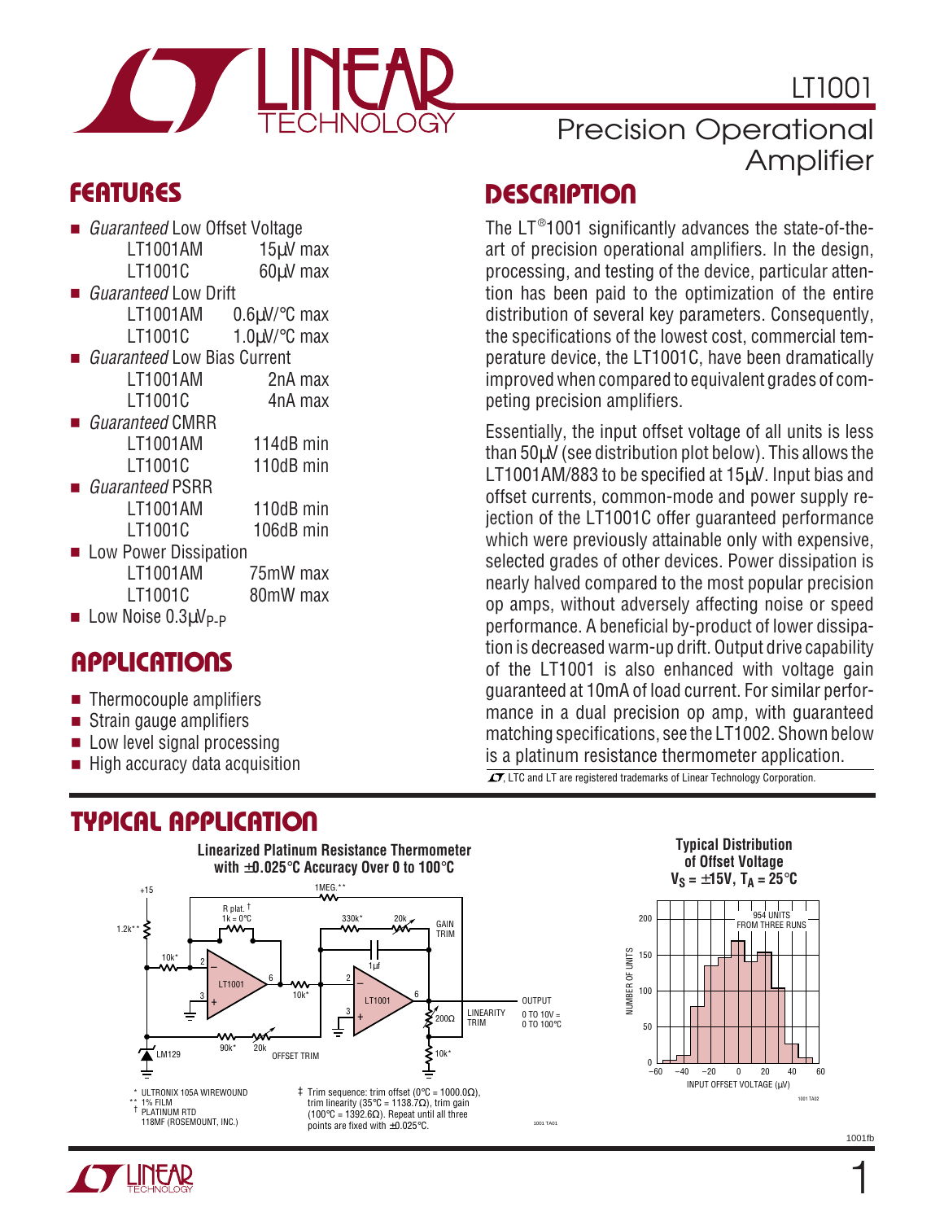# LT1001

## Precision Operational Amplifier

## FEATURES

- *Guaranteed* Low Offset Voltage

| | |
|---|---|
| LT1001AM | 15µV max |
| LT1001C | 60µV max |

- *Guaranteed* Low Drift

| | |
|---|---|
| LT1001AM | 0.6µV/°C max |
| LT1001C | 1.0µV/°C max |

- *Guaranteed* Low Bias Current

| | |
|---|---|
| LT1001AM | 2nA max |
| LT1001C | 4nA max |

- *Guaranteed* CMRR

| | |
|---|---|
| LT1001AM | 114dB min |
| LT1001C | 110dB min |

- *Guaranteed* PSRR

| | |
|---|---|
| LT1001AM | 110dB min |
| LT1001C | 106dB min |

- Low Power Dissipation

| | |
|---|---|
| LT1001AM | 75mW max |
| LT1001C | 80mW max |

- Low Noise $0.3\mu V_{P-P}$

## APPLICATIONS

- Thermocouple amplifiers
- Strain gauge amplifiers
- Low level signal processing
- High accuracy data acquisition

## DESCRIPTION

The LT®1001 significantly advances the state-of-the-art of precision operational amplifiers. In the design, processing, and testing of the device, particular attention has been paid to the optimization of the entire distribution of several key parameters. Consequently, the specifications of the lowest cost, commercial temperature device, the LT1001C, have been dramatically improved when compared to equivalent grades of competing precision amplifiers.

Essentially, the input offset voltage of all units is less than 50µV (see distribution plot below). This allows the LT1001AM/883 to be specified at 15µV. Input bias and offset currents, common-mode and power supply rejection of the LT1001C offer guaranteed performance which were previously attainable only with expensive, selected grades of other devices. Power dissipation is nearly halved compared to the most popular precision op amps, without adversely affecting noise or speed performance. A beneficial by-product of lower dissipation is decreased warm-up drift. Output drive capability of the LT1001 is also enhanced with voltage gain guaranteed at 10mA of load current. For similar performance in a dual precision op amp, with guaranteed matching specifications, see the LT1002. Shown below is a platinum resistance thermometer application.

LTC and LT are registered trademarks of Linear Technology Corporation.

## TYPICAL APPLICATION

**Linearized Platinum Resistance Thermometer with ±0.025°C Accuracy Over 0 to 100°C**

Output: 0 TO 10V = 0 TO 100°C

\* ULTRONIX 105A WIREWOUND
\*\* 1% FILM
† PLATINUM RTD 118MF (ROSEMOUNT, INC.)

‡ Trim sequence: trim offset (0°C = 1000.0Ω), trim linearity (35°C = 1138.7Ω), trim gain (100°C = 1392.6Ω). Repeat until all three points are fixed with ±0.025°C.

**Typical Distribution of Offset Voltage $V_S = \pm15V$, $T_A = 25°C$**

954 UNITS FROM THREE RUNS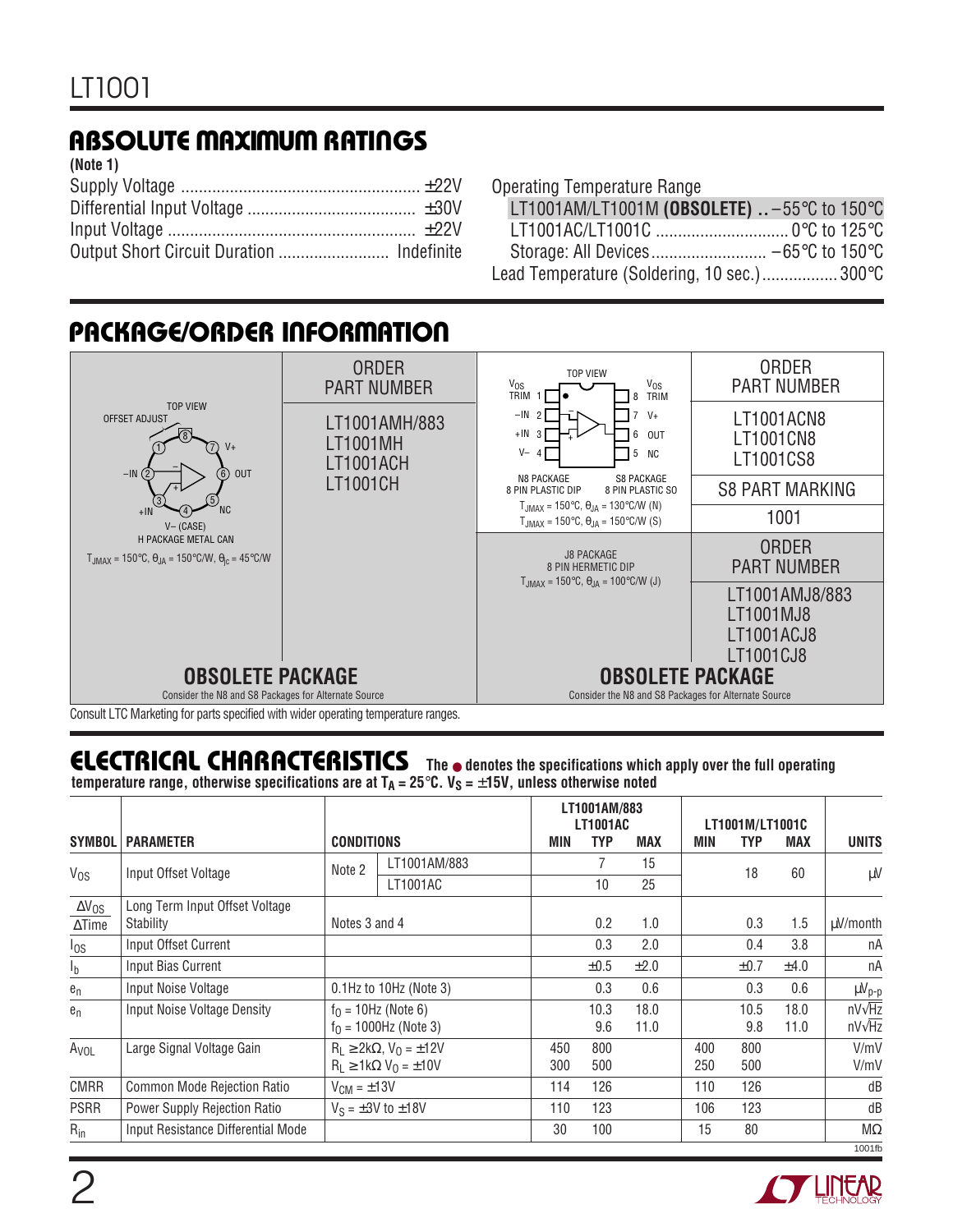## ABSOLUTE MAXIMUM RATINGS

**(Note 1)**

Supply Voltage ........................................................ ±22V
Differential Input Voltage ...................................... ±30V
Input Voltage ........................................................ ±22V
Output Short Circuit Duration ......................... Indefinite

Operating Temperature Range
LT1001AM/LT1001M **(OBSOLETE)** .. –55°C to 150°C
LT1001AC/LT1001C ................................ 0°C to 125°C
Storage: All Devices .......................... –65°C to 150°C
Lead Temperature (Soldering, 10 sec.) ................. 300°C

## PACKAGE/ORDER INFORMATION

TOP VIEW
OFFSET ADJUST
–IN, +IN, V+, OUT, NC
V– (CASE)
H PACKAGE METAL CAN
$T_{JMAX}$ = 150°C, $\theta_{JA}$ = 150°C/W, $\theta_{Jc}$ = 45°C/W

| ORDER PART NUMBER |
|---|
| LT1001AMH/883 |
| LT1001MH |
| LT1001ACH |
| LT1001CH |

**OBSOLETE PACKAGE**
Consider the N8 and S8 Packages for Alternate Source

TOP VIEW
$V_{OS}$ TRIM 1, –IN 2, +IN 3, V– 4, NC 5, OUT 6, V+ 7, $V_{OS}$ TRIM 8

N8 PACKAGE 8 PIN PLASTIC DIP
S8 PACKAGE 8 PIN PLASTIC SO
$T_{JMAX}$ = 150°C, $\theta_{JA}$ = 130°C/W (N)
$T_{JMAX}$ = 150°C, $\theta_{JA}$ = 150°C/W (S)

| ORDER PART NUMBER |
|---|
| LT1001ACN8 |
| LT1001CN8 |
| LT1001CS8 |

| S8 PART MARKING |
|---|
| 1001 |

J8 PACKAGE
8 PIN HERMETIC DIP
$T_{JMAX}$ = 150°C, $\theta_{JA}$ = 100°C/W (J)

| ORDER PART NUMBER |
|---|
| LT1001AMJ8/883 |
| LT1001MJ8 |
| LT1001ACJ8 |
| LT1001CJ8 |

**OBSOLETE PACKAGE**
Consider the N8 and S8 Packages for Alternate Source

Consult LTC Marketing for parts specified with wider operating temperature ranges.

## ELECTRICAL CHARACTERISTICS

**The ● denotes the specifications which apply over the full operating temperature range, otherwise specifications are at $T_A$ = 25°C. $V_S$ = ±15V, unless otherwise noted**

| SYMBOL | PARAMETER | CONDITIONS | | LT1001AM/883 LT1001AC MIN | TYP | MAX | LT1001M/LT1001C MIN | TYP | MAX | UNITS |
|---|---|---|---|---|---|---|---|---|---|---|
| $V_{OS}$ | Input Offset Voltage | Note 2 | LT1001AM/883 | | 7 | 15 | | 18 | 60 | µV |
| | | | LT1001AC | | 10 | 25 | | | | |
| $\Delta V_{OS}/\Delta Time$ | Long Term Input Offset Voltage Stability | Notes 3 and 4 | | | 0.2 | 1.0 | | 0.3 | 1.5 | µV/month |
| $I_{OS}$ | Input Offset Current | | | | 0.3 | 2.0 | | 0.4 | 3.8 | nA |
| $I_b$ | Input Bias Current | | | | ±0.5 | ±2.0 | | ±0.7 | ±4.0 | nA |
| $e_n$ | Input Noise Voltage | 0.1Hz to 10Hz (Note 3) | | | 0.3 | 0.6 | | 0.3 | 0.6 | $\mu V_{p-p}$ |
| $e_n$ | Input Noise Voltage Density | $f_O$ = 10Hz (Note 6) | | | 10.3 | 18.0 | | 10.5 | 18.0 | $nV/\sqrt{Hz}$ |
| | | $f_O$ = 1000Hz (Note 3) | | | 9.6 | 11.0 | | 9.8 | 11.0 | $nV/\sqrt{Hz}$ |
| $A_{VOL}$ | Large Signal Voltage Gain | $R_L$ ≥ 2kΩ, $V_O$ = ±12V | | 450 | 800 | | 400 | 800 | | V/mV |
| | | $R_L$ ≥ 1kΩ $V_O$ = ±10V | | 300 | 500 | | 250 | 500 | | V/mV |
| CMRR | Common Mode Rejection Ratio | $V_{CM}$ = ±13V | | 114 | 126 | | 110 | 126 | | dB |
| PSRR | Power Supply Rejection Ratio | $V_S$ = ±3V to ±18V | | 110 | 123 | | 106 | 123 | | dB |
| $R_{in}$ | Input Resistance Differential Mode | | | 30 | 100 | | 15 | 80 | | MΩ |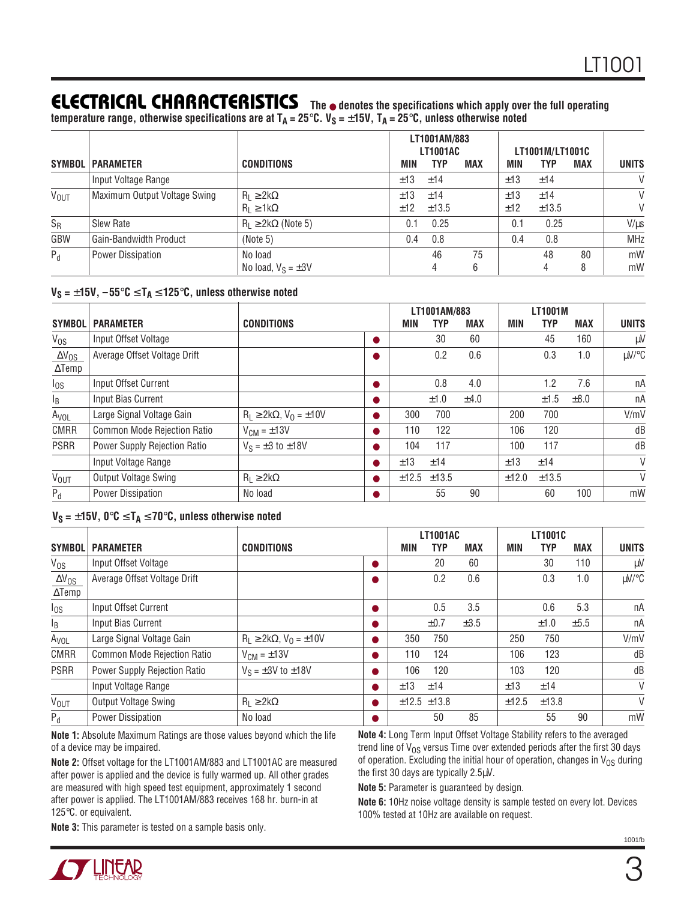## ELECTRICAL CHARACTERISTICS

**The ● denotes the specifications which apply over the full operating temperature range, otherwise specifications are at $T_A = 25°C$. $V_S = ±15V$, $T_A = 25°C$, unless otherwise noted**

| SYMBOL | PARAMETER | CONDITIONS | LT1001AM/883 LT1001AC MIN | TYP | MAX | LT1001M/LT1001C MIN | TYP | MAX | UNITS |
|---|---|---|---|---|---|---|---|---|---|
| | Input Voltage Range | | ±13 | ±14 | | ±13 | ±14 | | V |
| $V_{OUT}$ | Maximum Output Voltage Swing | $R_L ≥ 2kΩ$ | ±13 | ±14 | | ±13 | ±14 | | V |
| | | $R_L ≥ 1kΩ$ | ±12 | ±13.5 | | ±12 | ±13.5 | | V |
| $S_R$ | Slew Rate | $R_L ≥ 2kΩ$ (Note 5) | 0.1 | 0.25 | | 0.1 | 0.25 | | V/µs |
| GBW | Gain-Bandwidth Product | (Note 5) | 0.4 | 0.8 | | 0.4 | 0.8 | | MHz |
| $P_d$ | Power Dissipation | No load | | 46 | 75 | | 48 | 80 | mW |
| | | No load, $V_S = ±3V$ | | 4 | 6 | | 4 | 8 | mW |

**$V_S = ±15V$, $-55°C ≤ T_A ≤ 125°C$, unless otherwise noted**

| SYMBOL | PARAMETER | CONDITIONS | | LT1001AM/883 MIN | TYP | MAX | LT1001M MIN | TYP | MAX | UNITS |
|---|---|---|---|---|---|---|---|---|---|---|
| $V_{OS}$ | Input Offset Voltage | | ● | | 30 | 60 | | 45 | 160 | µV |
| $\frac{\Delta V_{OS}}{\Delta Temp}$ | Average Offset Voltage Drift | | ● | | 0.2 | 0.6 | | 0.3 | 1.0 | µV/°C |
| $I_{OS}$ | Input Offset Current | | ● | | 0.8 | 4.0 | | 1.2 | 7.6 | nA |
| $I_B$ | Input Bias Current | | ● | | ±1.0 | ±4.0 | | ±1.5 | ±8.0 | nA |
| $A_{VOL}$ | Large Signal Voltage Gain | $R_L ≥ 2kΩ$, $V_O = ±10V$ | ● | 300 | 700 | | 200 | 700 | | V/mV |
| CMRR | Common Mode Rejection Ratio | $V_{CM} = ±13V$ | ● | 110 | 122 | | 106 | 120 | | dB |
| PSRR | Power Supply Rejection Ratio | $V_S = ±3$ to $±18V$ | ● | 104 | 117 | | 100 | 117 | | dB |
| | Input Voltage Range | | ● | ±13 | ±14 | | ±13 | ±14 | | V |
| $V_{OUT}$ | Output Voltage Swing | $R_L ≥ 2kΩ$ | ● | ±12.5 | ±13.5 | | ±12.0 | ±13.5 | | V |
| $P_d$ | Power Dissipation | No load | ● | | 55 | 90 | | 60 | 100 | mW |

**$V_S = ±15V$, $0°C ≤ T_A ≤ 70°C$, unless otherwise noted**

| SYMBOL | PARAMETER | CONDITIONS | | LT1001AC MIN | TYP | MAX | LT1001C MIN | TYP | MAX | UNITS |
|---|---|---|---|---|---|---|---|---|---|---|
| $V_{OS}$ | Input Offset Voltage | | ● | | 20 | 60 | | 30 | 110 | µV |
| $\frac{\Delta V_{OS}}{\Delta Temp}$ | Average Offset Voltage Drift | | ● | | 0.2 | 0.6 | | 0.3 | 1.0 | µV/°C |
| $I_{OS}$ | Input Offset Current | | ● | | 0.5 | 3.5 | | 0.6 | 5.3 | nA |
| $I_B$ | Input Bias Current | | ● | | ±0.7 | ±3.5 | | ±1.0 | ±5.5 | nA |
| $A_{VOL}$ | Large Signal Voltage Gain | $R_L ≥ 2kΩ$, $V_O = ±10V$ | ● | 350 | 750 | | 250 | 750 | | V/mV |
| CMRR | Common Mode Rejection Ratio | $V_{CM} = ±13V$ | ● | 110 | 124 | | 106 | 123 | | dB |
| PSRR | Power Supply Rejection Ratio | $V_S = ±3V$ to $±18V$ | ● | 106 | 120 | | 103 | 120 | | dB |
| | Input Voltage Range | | ● | ±13 | ±14 | | ±13 | ±14 | | V |
| $V_{OUT}$ | Output Voltage Swing | $R_L ≥ 2kΩ$ | ● | ±12.5 | ±13.8 | | ±12.5 | ±13.8 | | V |
| $P_d$ | Power Dissipation | No load | ● | | 50 | 85 | | 55 | 90 | mW |

**Note 1:** Absolute Maximum Ratings are those values beyond which the life of a device may be impaired.

**Note 2:** Offset voltage for the LT1001AM/883 and LT1001AC are measured after power is applied and the device is fully warmed up. All other grades are measured with high speed test equipment, approximately 1 second after power is applied. The LT1001AM/883 receives 168 hr. burn-in at 125°C. or equivalent.

**Note 3:** This parameter is tested on a sample basis only.

**Note 4:** Long Term Input Offset Voltage Stability refers to the averaged trend line of $V_{OS}$ versus Time over extended periods after the first 30 days of operation. Excluding the initial hour of operation, changes in $V_{OS}$ during the first 30 days are typically 2.5µV.

**Note 5:** Parameter is guaranteed by design.

**Note 6:** 10Hz noise voltage density is sample tested on every lot. Devices 100% tested at 10Hz are available on request.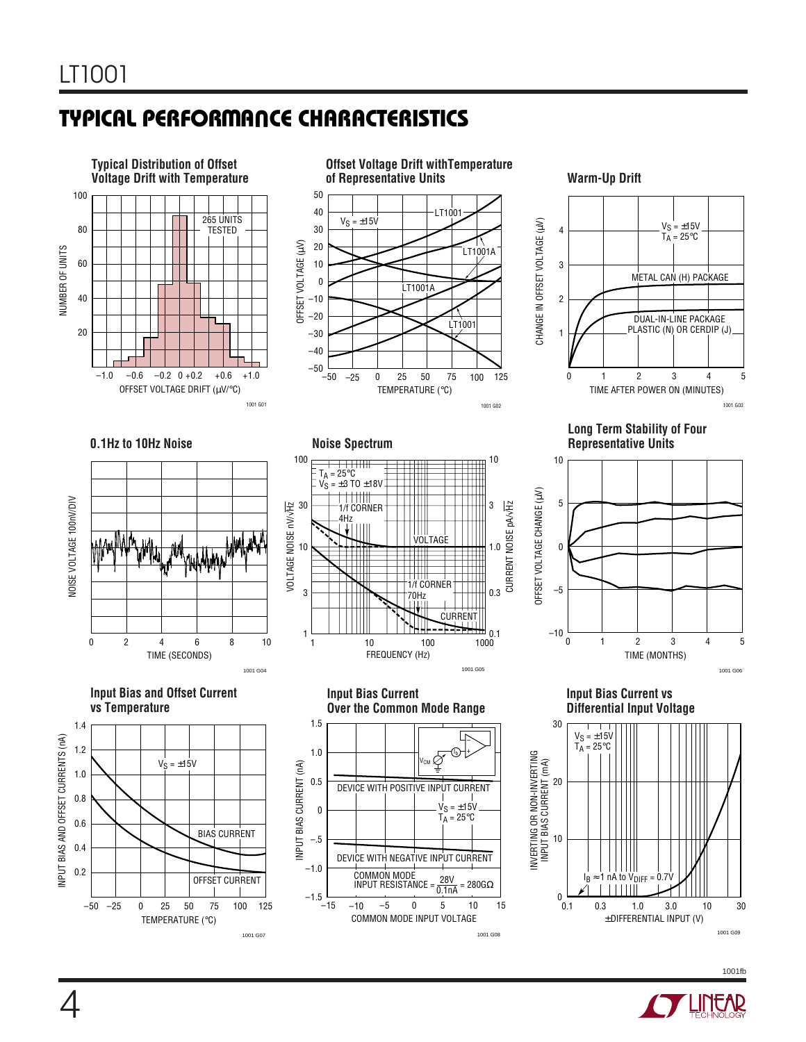## TYPICAL PERFORMANCE CHARACTERISTICS

**Typical Distribution of Offset Voltage Drift with Temperature**

265 UNITS TESTED

NUMBER OF UNITS

OFFSET VOLTAGE DRIFT (µV/°C)

1001 G01

**Offset Voltage Drift with Temperature of Representative Units**

$V_S$ = ±15V

LT1001, LT1001A, LT1001A, LT1001

OFFSET VOLTAGE (µV)

TEMPERATURE (°C)

1001 G02

**Warm-Up Drift**

$V_S$ = ±15V
$T_A$ = 25°C

METAL CAN (H) PACKAGE

DUAL-IN-LINE PACKAGE PLASTIC (N) OR CERDIP (J)

CHANGE IN OFFSET VOLTAGE (µV)

TIME AFTER POWER ON (MINUTES)

1001 G03

**0.1Hz to 10Hz Noise**

NOISE VOLTAGE 100nV/DIV

TIME (SECONDS)

1001 G04

**Noise Spectrum**

$T_A$ = 25°C
$V_S$ = ±3 TO ±18V

1/f CORNER 4Hz

VOLTAGE

1/f CORNER 70Hz

CURRENT

VOLTAGE NOISE nV/√Hz

CURRENT NOISE pA/√Hz

FREQUENCY (Hz)

1001 G05

**Long Term Stability of Four Representative Units**

OFFSET VOLTAGE CHANGE (µV)

TIME (MONTHS)

1001 G06

**Input Bias and Offset Current vs Temperature**

$V_S$ = ±15V

BIAS CURRENT

OFFSET CURRENT

INPUT BIAS AND OFFSET CURRENTS (nA)

TEMPERATURE (°C)

1001 G07

**Input Bias Current Over the Common Mode Range**

DEVICE WITH POSITIVE INPUT CURRENT

$V_S$ = ±15V
$T_A$ = 25°C

DEVICE WITH NEGATIVE INPUT CURRENT

COMMON MODE INPUT RESISTANCE = $\frac{28V}{0.1nA}$ = 280GΩ

INPUT BIAS CURRENT (nA)

COMMON MODE INPUT VOLTAGE

1001 G08

**Input Bias Current vs Differential Input Voltage**

$V_S$ = ±15V
$T_A$ = 25°C

$I_B$ ≈1 nA to $V_{DIFF}$ = 0.7V

INVERTING OR NON-INVERTING INPUT BIAS CURRENT (mA)

±DIFFERENTIAL INPUT (V)

1001 G09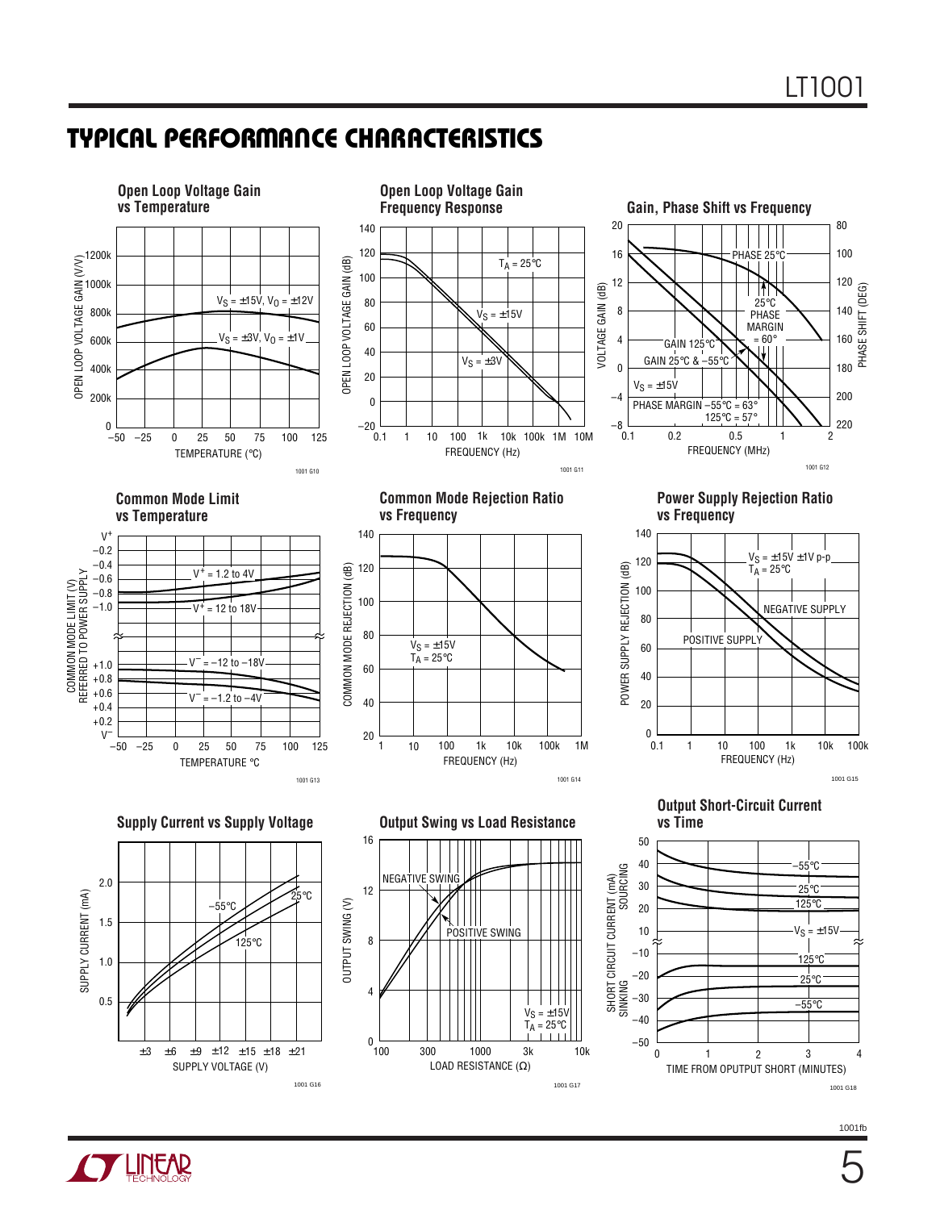## TYPICAL PERFORMANCE CHARACTERISTICS

**Open Loop Voltage Gain vs Temperature**

OPEN LOOP VOLTAGE GAIN (V/V) vs TEMPERATURE (°C)

$V_S$ = ±15V, $V_O$ = ±12V

$V_S$ = ±3V, $V_O$ = ±1V

1001 G10

**Open Loop Voltage Gain Frequency Response**

OPEN LOOP VOLTAGE GAIN (dB) vs FREQUENCY (Hz)

$T_A$ = 25°C

$V_S$ = ±15V

$V_S$ = ±3V

1001 G11

**Gain, Phase Shift vs Frequency**

VOLTAGE GAIN (dB) / PHASE SHIFT (DEG) vs FREQUENCY (MHz)

PHASE 25°C

25°C PHASE MARGIN = 60°

GAIN 125°C

GAIN 25°C & –55°C

$V_S$ = ±15V

PHASE MARGIN –55°C = 63°

125°C = 57°

1001 G12

**Common Mode Limit vs Temperature**

COMMON MODE LIMIT (V) REFERRED TO POWER SUPPLY vs TEMPERATURE °C

$V^+$ = 1.2 to 4V

$V^+$ = 12 to 18V

$V^-$ = –12 to –18V

$V^-$ = –1.2 to –4V

1001 G13

**Common Mode Rejection Ratio vs Frequency**

COMMON MODE REJECTION (dB) vs FREQUENCY (Hz)

$V_S$ = ±15V

$T_A$ = 25°C

1001 G14

**Power Supply Rejection Ratio vs Frequency**

POWER SUPPLY REJECTION (dB) vs FREQUENCY (Hz)

$V_S$ = ±15V ±1V p-p

$T_A$ = 25°C

NEGATIVE SUPPLY

POSITIVE SUPPLY

1001 G15

**Supply Current vs Supply Voltage**

SUPPLY CURRENT (mA) vs SUPPLY VOLTAGE (V)

–55°C

25°C

125°C

1001 G16

**Output Swing vs Load Resistance**

OUTPUT SWING (V) vs LOAD RESISTANCE (Ω)

NEGATIVE SWING

POSITIVE SWING

$V_S$ = ±15V

$T_A$ = 25°C

1001 G17

**Output Short-Circuit Current vs Time**

SHORT CIRCUIT CURRENT (mA) SINKING / SOURCING vs TIME FROM OPUPTUT SHORT (MINUTES)

Sourcing: –55°C, 25°C, 125°C

$V_S$ = ±15V

Sinking: 125°C, 25°C, –55°C

1001 G18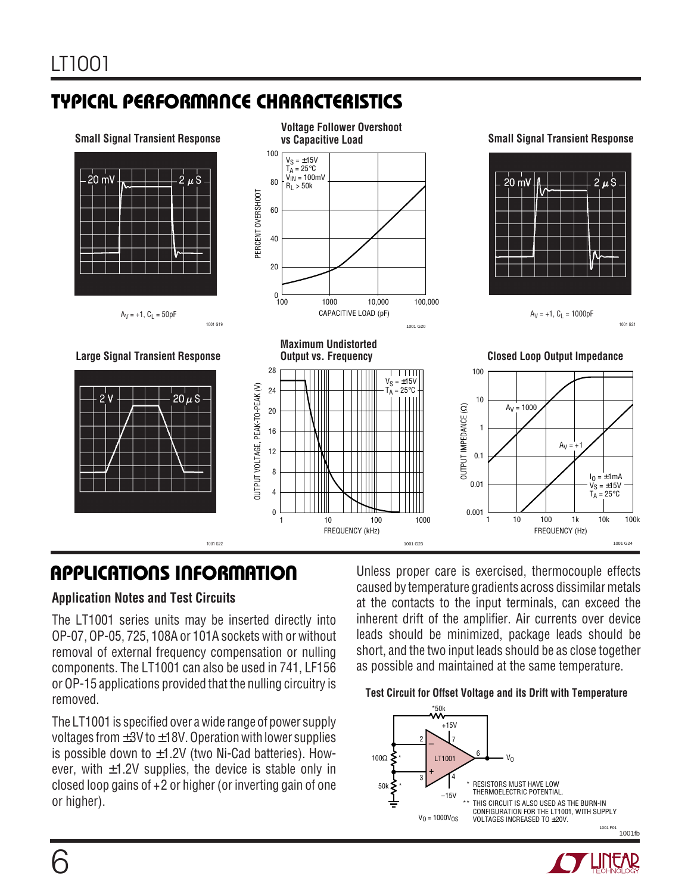## TYPICAL PERFORMANCE CHARACTERISTICS

**Small Signal Transient Response**

20 mV, 2 μS

$A_V = +1$, $C_L = 50pF$

**Voltage Follower Overshoot vs Capacitive Load**

$V_S = \pm15V$, $T_A = 25°C$, $V_{IN} = 100mV$, $R_L > 50k$

PERCENT OVERSHOOT vs CAPACITIVE LOAD (pF)

**Small Signal Transient Response**

20 mV, 2 μS

$A_V = +1$, $C_L = 1000pF$

**Large Signal Transient Response**

2 V, 20 μS

**Maximum Undistorted Output vs. Frequency**

$V_S = \pm15V$, $T_A = 25°C$

OUTPUT VOLTAGE, PEAK-TO-PEAK (V) vs FREQUENCY (kHz)

**Closed Loop Output Impedance**

$A_V = 1000$, $A_V = +1$, $I_O = \pm1mA$, $V_S = \pm15V$, $T_A = 25°C$

OUTPUT IMPEDANCE (Ω) vs FREQUENCY (Hz)

## APPLICATIONS INFORMATION

### Application Notes and Test Circuits

The LT1001 series units may be inserted directly into OP-07, OP-05, 725, 108A or 101A sockets with or without removal of external frequency compensation or nulling components. The LT1001 can also be used in 741, LF156 or OP-15 applications provided that the nulling circuitry is removed.

The LT1001 is specified over a wide range of power supply voltages from ±3V to ±18V. Operation with lower supplies is possible down to ±1.2V (two Ni-Cad batteries). However, with ±1.2V supplies, the device is stable only in closed loop gains of +2 or higher (or inverting gain of one or higher).

Unless proper care is exercised, thermocouple effects caused by temperature gradients across dissimilar metals at the contacts to the input terminals, can exceed the inherent drift of the amplifier. Air currents over device leads should be minimized, package leads should be short, and the two input leads should be as close together as possible and maintained at the same temperature.

**Test Circuit for Offset Voltage and its Drift with Temperature**

$V_O = 1000V_{OS}$

\* RESISTORS MUST HAVE LOW THERMOELECTRIC POTENTIAL.

\*\* THIS CIRCUIT IS ALSO USED AS THE BURN-IN CONFIGURATION FOR THE LT1001, WITH SUPPLY VOLTAGES INCREASED TO ±20V.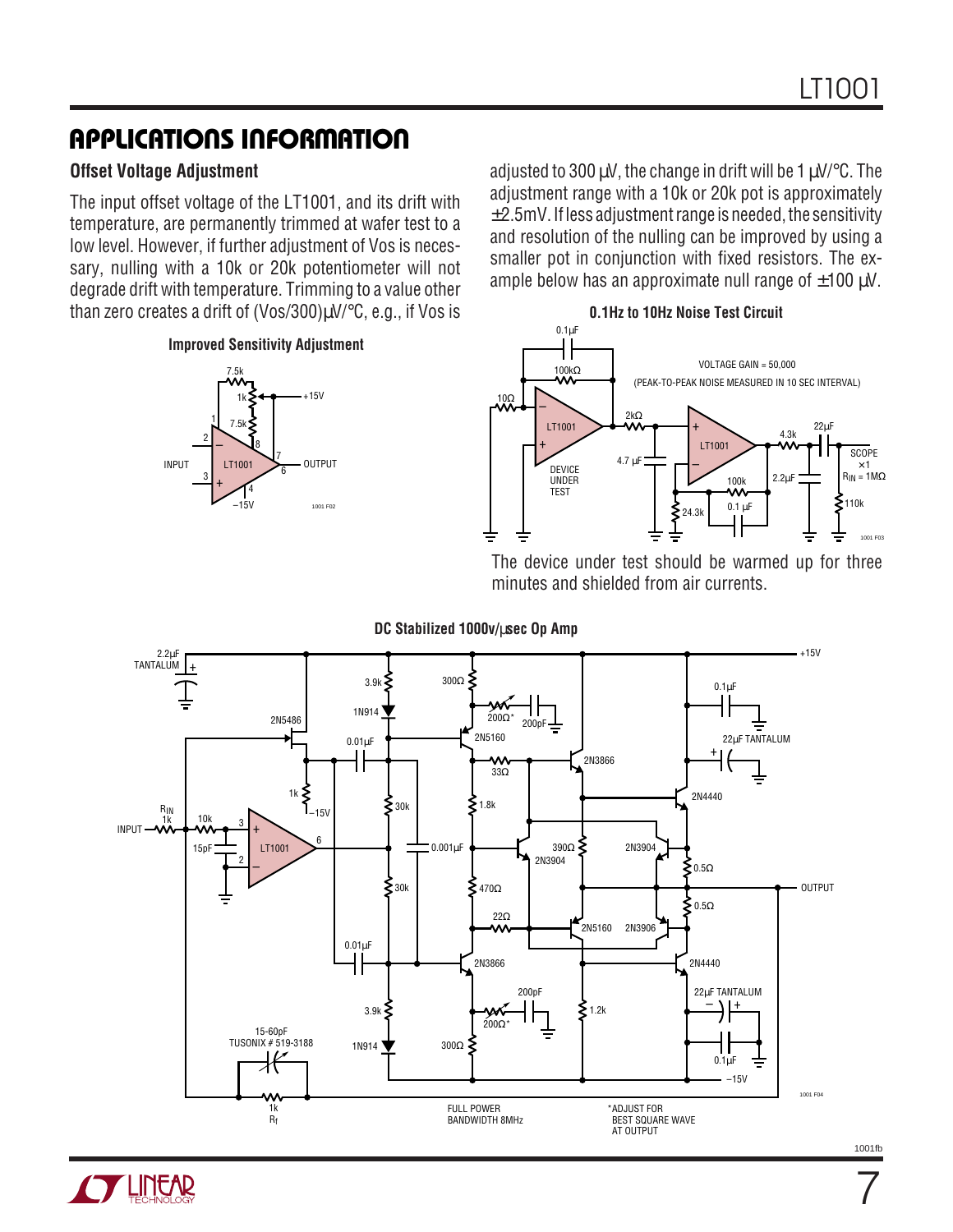## APPLICATIONS INFORMATION

### Offset Voltage Adjustment

The input offset voltage of the LT1001, and its drift with temperature, are permanently trimmed at wafer test to a low level. However, if further adjustment of Vos is necessary, nulling with a 10k or 20k potentiometer will not degrade drift with temperature. Trimming to a value other than zero creates a drift of (Vos/300)µV/°C, e.g., if Vos is adjusted to 300 µV, the change in drift will be 1 µV/°C. The adjustment range with a 10k or 20k pot is approximately ±2.5mV. If less adjustment range is needed, the sensitivity and resolution of the nulling can be improved by using a smaller pot in conjunction with fixed resistors. The example below has an approximate null range of ±100 µV.

**Improved Sensitivity Adjustment**

**0.1Hz to 10Hz Noise Test Circuit**

The device under test should be warmed up for three minutes and shielded from air currents.

**DC Stabilized 1000v/µsec Op Amp**

FULL POWER BANDWIDTH 8MHz

*ADJUST FOR BEST SQUARE WAVE AT OUTPUT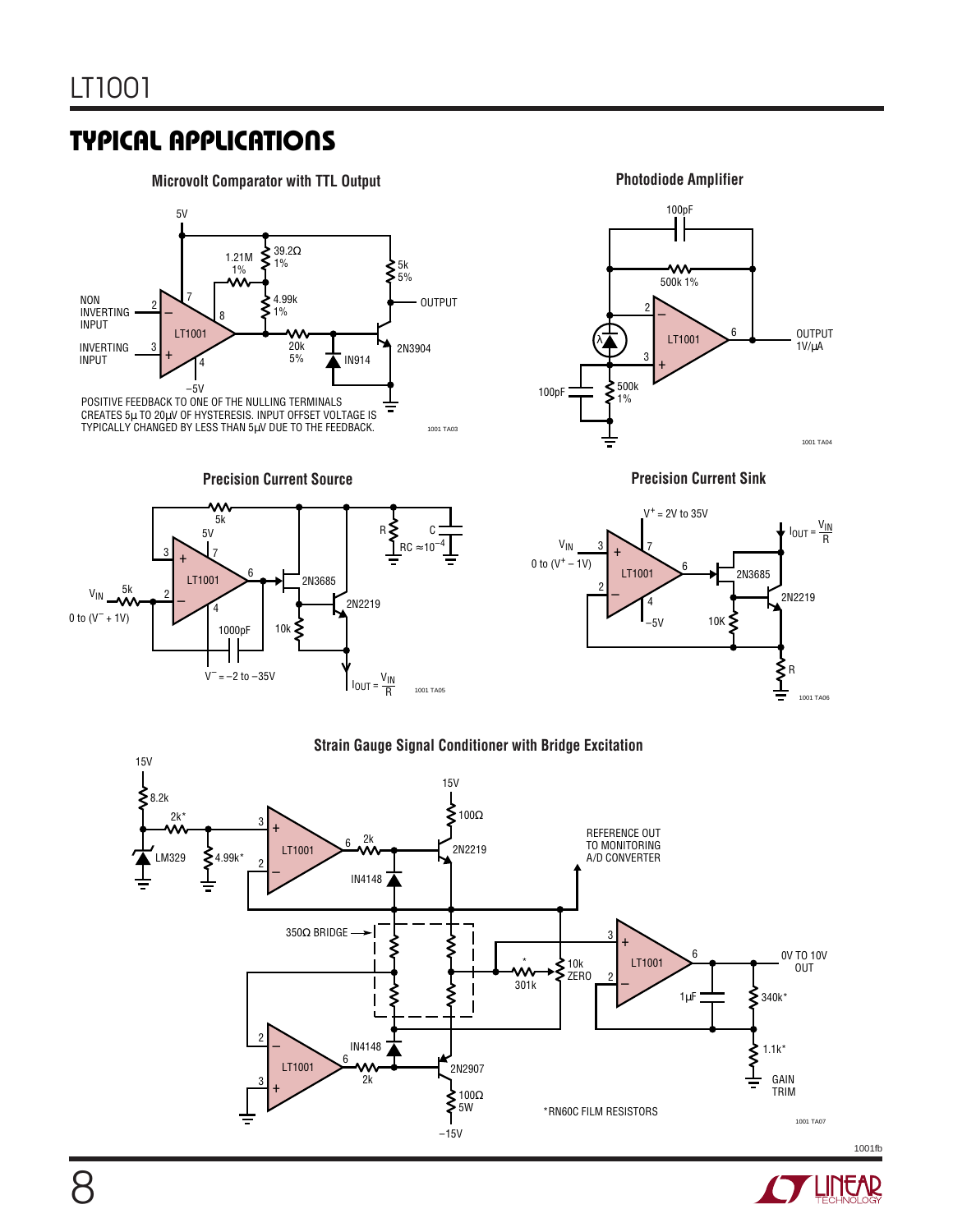## TYPICAL APPLICATIONS

### Microvolt Comparator with TTL Output

5V

NON INVERTING INPUT

INVERTING INPUT

1.21M 1%

39.2Ω 1%

4.99k 1%

20k 5%

5k 5%

OUTPUT

2N3904

IN914

LT1001

–5V

POSITIVE FEEDBACK TO ONE OF THE NULLING TERMINALS CREATES 5µ TO 20µV OF HYSTERESIS. INPUT OFFSET VOLTAGE IS TYPICALLY CHANGED BY LESS THAN 5µV DUE TO THE FEEDBACK.

1001 TA03

### Photodiode Amplifier

100pF

500k 1%

LT1001

OUTPUT 1V/µA

100pF

500k 1%

1001 TA04

### Precision Current Source

5k

5V

LT1001

$V_{IN}$ 5k

0 to ($V^-$ + 1V)

1000pF

$V^-$ = –2 to –35V

2N3685

2N2219

10k

R

C

RC ≈$10^{-4}$

$I_{OUT} = \frac{V_{IN}}{R}$

1001 TA05

### Precision Current Sink

$V^+$ = 2V to 35V

$V_{IN}$

0 to ($V^+$ – 1V)

LT1001

–5V

2N3685

2N2219

10K

R

$I_{OUT} = \frac{V_{IN}}{R}$

1001 TA06

### Strain Gauge Signal Conditioner with Bridge Excitation

15V

8.2k

2k*

LM329

4.99k*

LT1001

2k

IN4148

15V

100Ω

2N2219

REFERENCE OUT TO MONITORING A/D CONVERTER

350Ω BRIDGE

301k *

10k ZERO

LT1001

1µF

340k*

1.1k*

GAIN TRIM

0V TO 10V OUT

LT1001

IN4148

2k

2N2907

100Ω 5W

–15V

*RN60C FILM RESISTORS

1001 TA07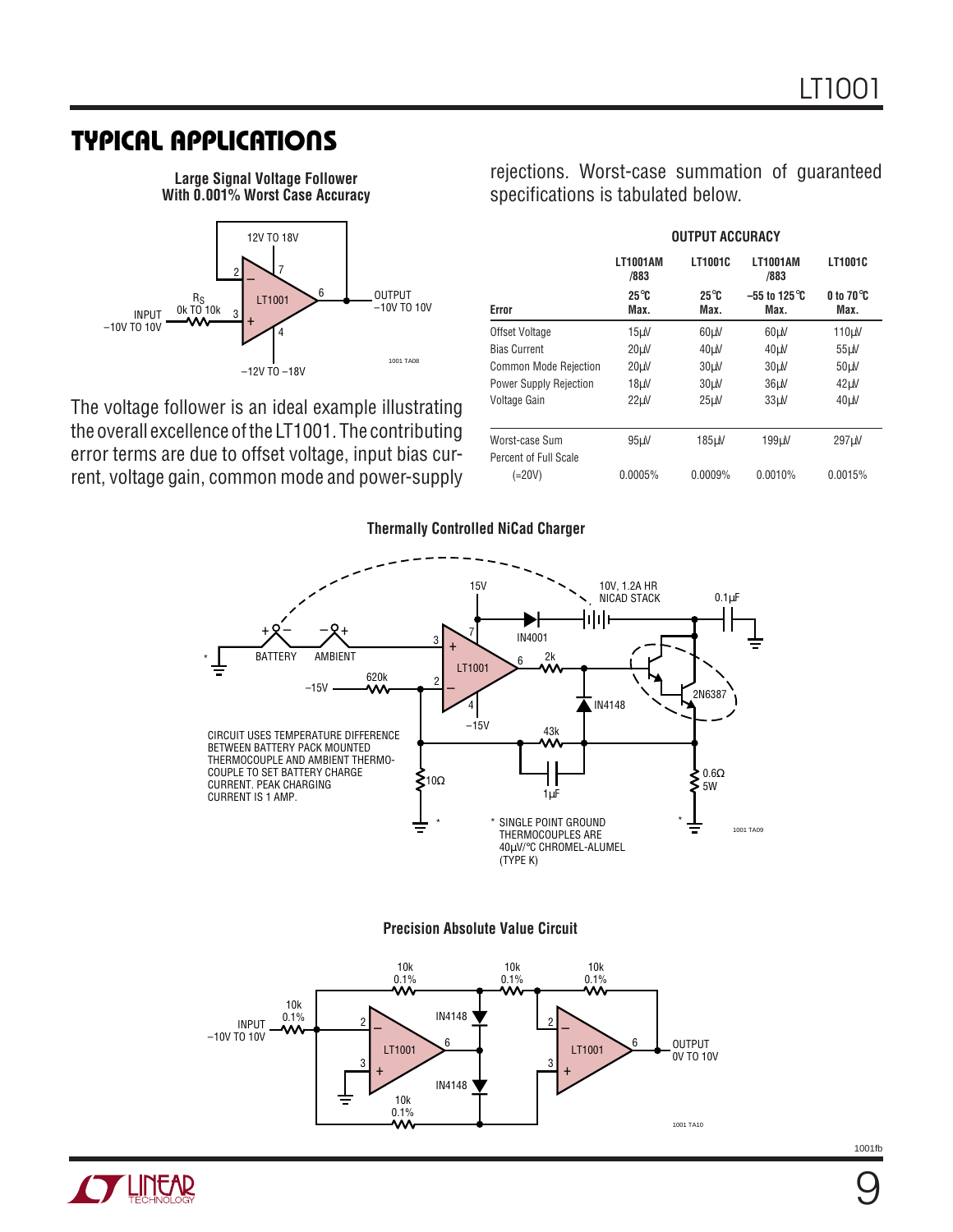## TYPICAL APPLICATIONS

**Large Signal Voltage Follower With 0.001% Worst Case Accuracy**

The voltage follower is an ideal example illustrating the overall excellence of the LT1001. The contributing error terms are due to offset voltage, input bias current, voltage gain, common mode and power-supply rejections. Worst-case summation of guaranteed specifications is tabulated below.

**OUTPUT ACCURACY**

| Error | LT1001AM /883 25°C Max. | LT1001C 25°C Max. | LT1001AM /883 −55 to 125°C Max. | LT1001C 0 to 70°C Max. |
|---|---|---|---|---|
| Offset Voltage | 15μV | 60μV | 60μV | 110μV |
| Bias Current | 20μV | 40μV | 40μV | 55μV |
| Common Mode Rejection | 20μV | 30μV | 30μV | 50μV |
| Power Supply Rejection | 18μV | 30μV | 36μV | 42μV |
| Voltage Gain | 22μV | 25μV | 33μV | 40μV |
| Worst-case Sum | 95μV | 185μV | 199μV | 297μV |
| Percent of Full Scale (=20V) | 0.0005% | 0.0009% | 0.0010% | 0.0015% |

**Thermally Controlled NiCad Charger**

CIRCUIT USES TEMPERATURE DIFFERENCE BETWEEN BATTERY PACK MOUNTED THERMOCOUPLE AND AMBIENT THERMOCOUPLE TO SET BATTERY CHARGE CURRENT. PEAK CHARGING CURRENT IS 1 AMP.

\* SINGLE POINT GROUND THERMOCOUPLES ARE 40μV/°C CHROMEL-ALUMEL (TYPE K)

**Precision Absolute Value Circuit**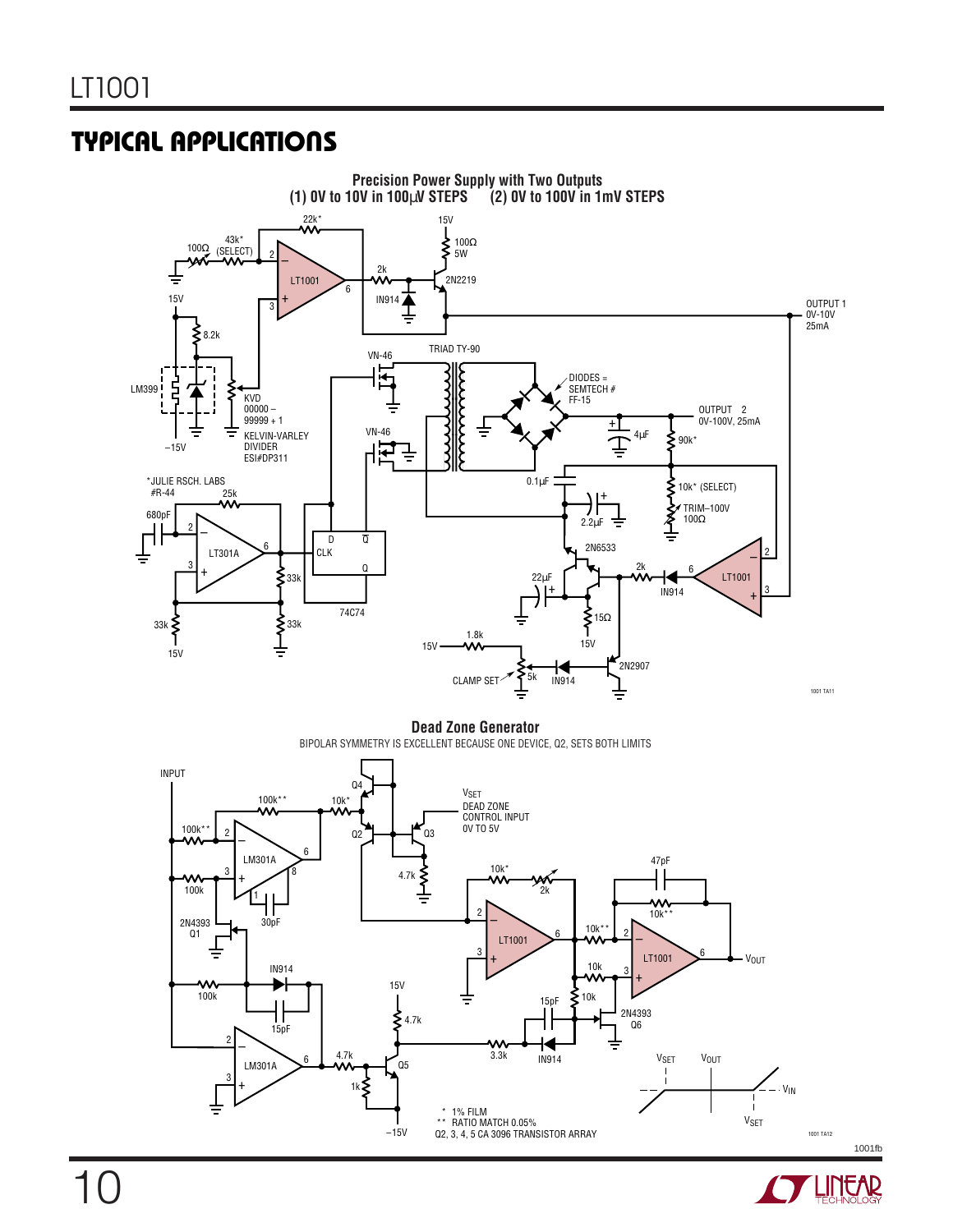## TYPICAL APPLICATIONS

**Precision Power Supply with Two Outputs**
**(1) 0V to 10V in 100µV STEPS (2) 0V to 100V in 1mV STEPS**

22k* 15V 43k* (SELECT) 100Ω 100Ω 5W 2 – LT1001 6 2k 2N2219 3 + IN914 15V OUTPUT 1 0V-10V 25mA 8.2k TRIAD TY-90 VN-46 LM399 KVD 00000 – 99999 + 1 DIODES = SEMTECH # FF-15 KELVIN-VARLEY DIVIDER ESI#DP311 OUTPUT 2 0V-100V, 25mA –15V VN-46 4µF 90k* 0.1µF *JULIE RSCH. LABS #R-44 25k 10k* (SELECT) 680pF TRIM–100V 100Ω 2.2µF 2 – LT301A 6 D Q̄ CLK Q 2N6533 3 + 33k 2k 6 22µF 2 – LT1001 3 + 33k 33k 74C74 IN914 15Ω 15V 15V 1.8k 15V 2N2907 CLAMP SET 5k IN914

**Dead Zone Generator**

BIPOLAR SYMMETRY IS EXCELLENT BECAUSE ONE DEVICE, Q2, SETS BOTH LIMITS

INPUT Q4 $V_{SET}$ DEAD ZONE CONTROL INPUT 0V TO 5V 100k** 10k* 100k** Q2 Q3 2 – LM301A 6 3 + 8 1 4.7k 100k 10k* 2k 30pF 2N4393 Q1 47pF 2 – LT1001 6 10k** 10k** 3 + 2 – LT1001 6 $V_{OUT}$ 10k 3 + IN914 100k 10k 15pF 15V 15pF 2N4393 Q6 4.7k 15pF 2 – LM301A 6 4.7k Q5 3.3k IN914 3 + 1k $V_{SET}$ $V_{OUT}$ $V_{IN}$ $V_{SET}$ –15V

\* 1% FILM
\*\* RATIO MATCH 0.05%
Q2, 3, 4, 5 CA 3096 TRANSISTOR ARRAY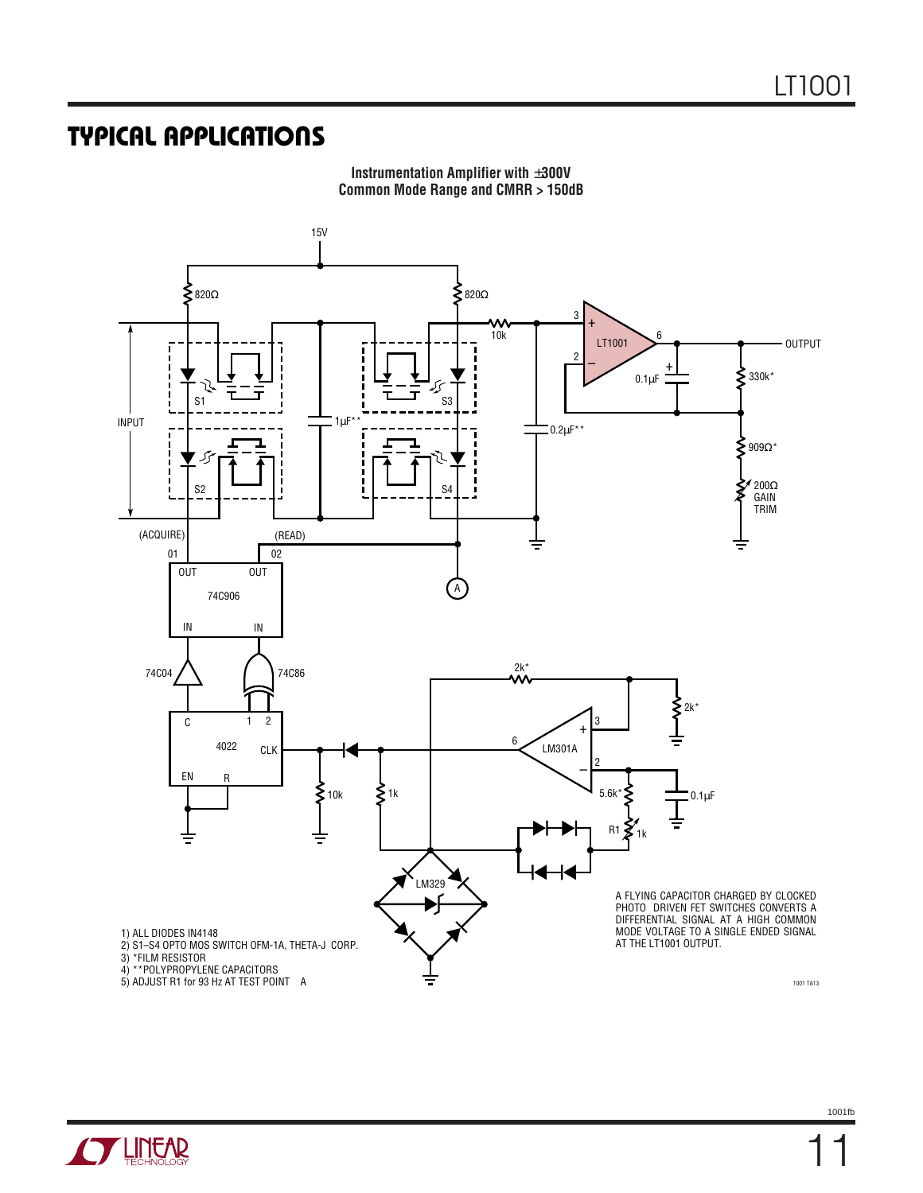## TYPICAL APPLICATIONS

**Instrumentation Amplifier with ±300V Common Mode Range and CMRR > 150dB**

A FLYING CAPACITOR CHARGED BY CLOCKED PHOTO DRIVEN FET SWITCHES CONVERTS A DIFFERENTIAL SIGNAL AT A HIGH COMMON MODE VOLTAGE TO A SINGLE ENDED SIGNAL AT THE LT1001 OUTPUT.

1) ALL DIODES IN4148
2) S1–S4 OPTO MOS SWITCH OFM-1A, THETA-J CORP.
3) *FILM RESISTOR
4) **POLYPROPYLENE CAPACITORS
5) ADJUST R1 for 93 Hz AT TEST POINT A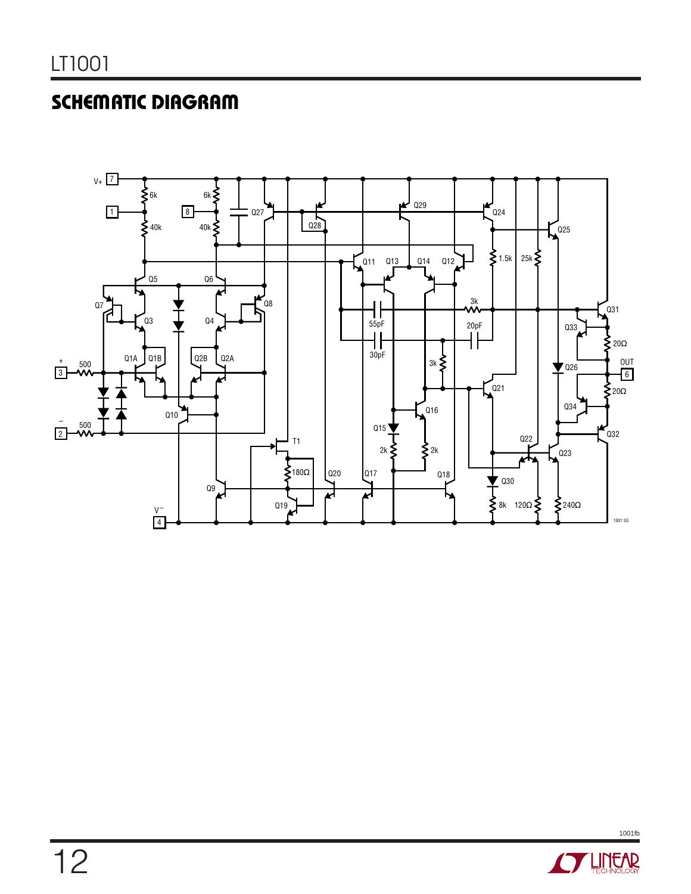## SCHEMATIC DIAGRAM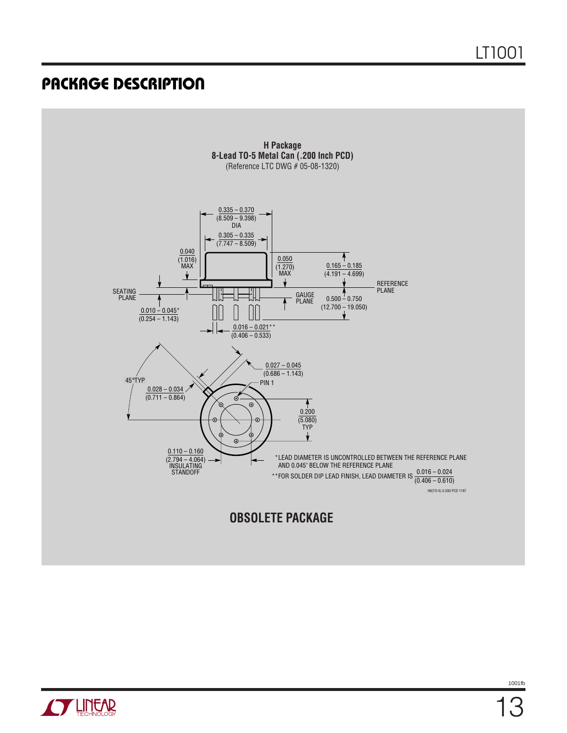## PACKAGE DESCRIPTION

**H Package**
**8-Lead TO-5 Metal Can (.200 Inch PCD)**
(Reference LTC DWG # 05-08-1320)

0.335 – 0.370
(8.509 – 9.398)
DIA

0.305 – 0.335
(7.747 – 8.509)

0.040
(1.016)
MAX

0.050
(1.270)
MAX

0.165 – 0.185
(4.191 – 4.699)

REFERENCE
PLANE

SEATING
PLANE

GAUGE
PLANE

0.500 – 0.750
(12.700 – 19.050)

0.010 – 0.045*
(0.254 – 1.143)

0.016 – 0.021**
(0.406 – 0.533)

0.027 – 0.045
(0.686 – 1.143)

45°TYP

PIN 1

0.028 – 0.034
(0.711 – 0.864)

0.200
(5.080)
TYP

0.110 – 0.160
(2.794 – 4.064)
INSULATING
STANDOFF

*LEAD DIAMETER IS UNCONTROLLED BETWEEN THE REFERENCE PLANE AND 0.045" BELOW THE REFERENCE PLANE

**FOR SOLDER DIP LEAD FINISH, LEAD DIAMETER IS $\frac{0.016 – 0.024}{(0.406 – 0.610)}$

H8(TO-5) 0.200 PCD 1197

**OBSOLETE PACKAGE**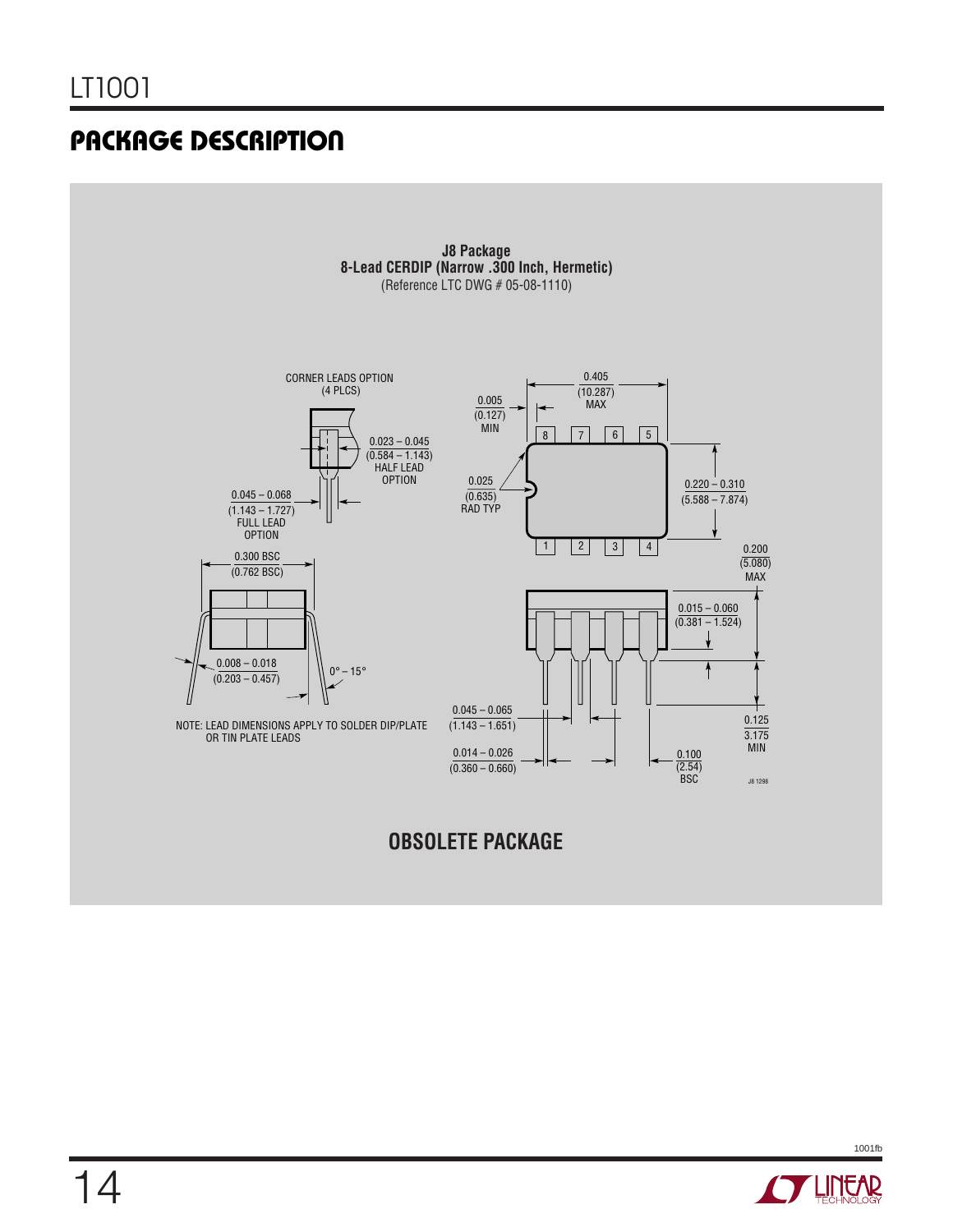## PACKAGE DESCRIPTION

**J8 Package**
**8-Lead CERDIP (Narrow .300 Inch, Hermetic)**
(Reference LTC DWG # 05-08-1110)

CORNER LEADS OPTION (4 PLCS)

0.023 – 0.045 (0.584 – 1.143) HALF LEAD OPTION

0.045 – 0.068 (1.143 – 1.727) FULL LEAD OPTION

0.005 (0.127) MIN

0.405 (10.287) MAX

0.025 (0.635) RAD TYP

0.220 – 0.310 (5.588 – 7.874)

0.200 (5.080) MAX

0.300 BSC (0.762 BSC)

0.015 – 0.060 (0.381 – 1.524)

0.008 – 0.018 (0.203 – 0.457)

0° – 15°

0.045 – 0.065 (1.143 – 1.651)

0.125 3.175 MIN

0.014 – 0.026 (0.360 – 0.660)

0.100 (2.54) BSC

NOTE: LEAD DIMENSIONS APPLY TO SOLDER DIP/PLATE OR TIN PLATE LEADS

J8 1298

**OBSOLETE PACKAGE**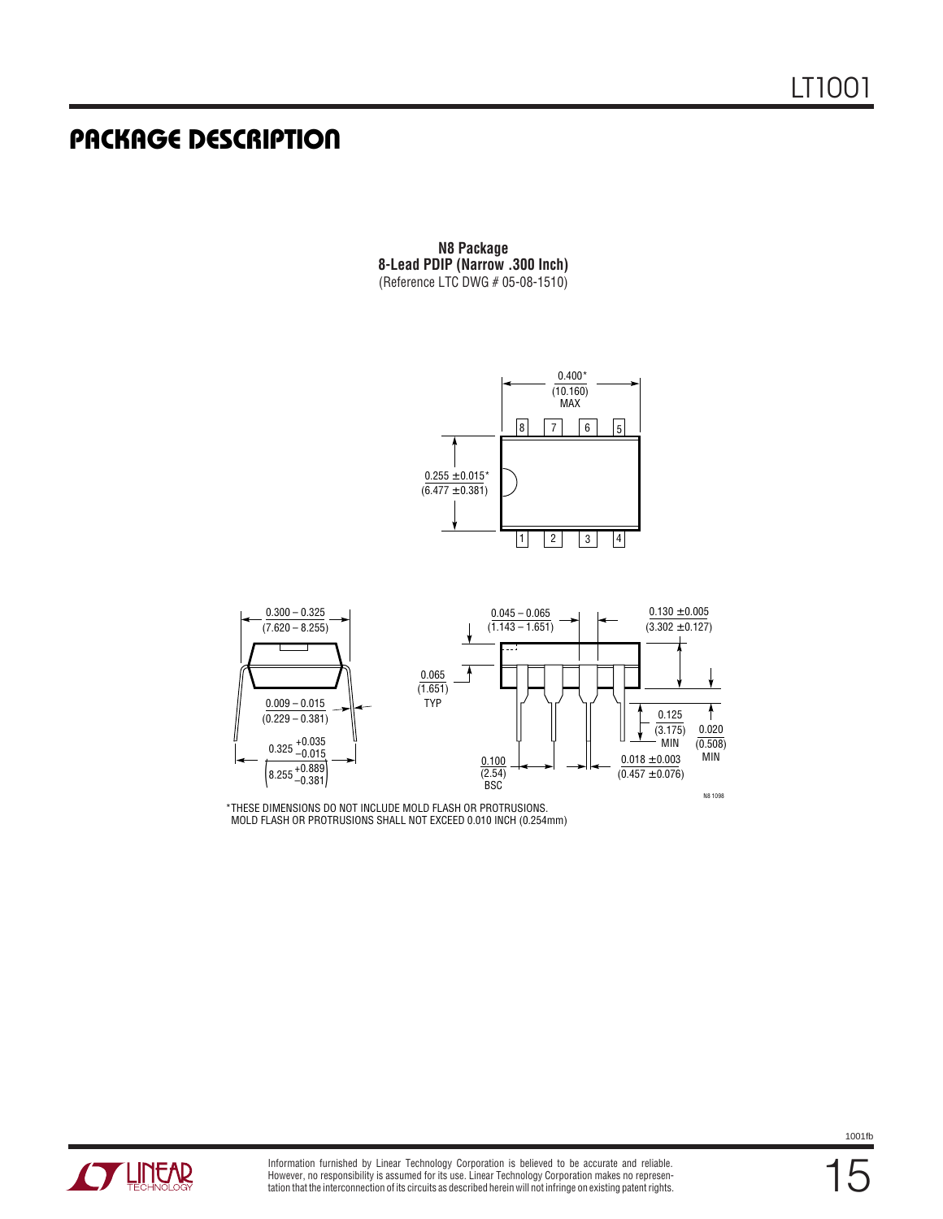## PACKAGE DESCRIPTION

**N8 Package**
**8-Lead PDIP (Narrow .300 Inch)**
(Reference LTC DWG # 05-08-1510)

0.400*
(10.160)
MAX

8 7 6 5

0.255 ±0.015*
(6.477 ±0.381)

1 2 3 4

0.300 – 0.325
(7.620 – 8.255)

0.009 – 0.015
(0.229 – 0.381)

$0.325 \begin{smallmatrix}+0.035 \\ -0.015\end{smallmatrix}$
$\left(8.255 \begin{smallmatrix}+0.889 \\ -0.381\end{smallmatrix}\right)$

0.045 – 0.065
(1.143 – 1.651)

0.130 ±0.005
(3.302 ±0.127)

0.065
(1.651)
TYP

0.125
(3.175)
MIN

0.020
(0.508)
MIN

0.100
(2.54)
BSC

0.018 ±0.003
(0.457 ±0.076)

N8 1098

*THESE DIMENSIONS DO NOT INCLUDE MOLD FLASH OR PROTRUSIONS.
MOLD FLASH OR PROTRUSIONS SHALL NOT EXCEED 0.010 INCH (0.254mm)

Information furnished by Linear Technology Corporation is believed to be accurate and reliable. However, no responsibility is assumed for its use. Linear Technology Corporation makes no representation that the interconnection of its circuits as described herein will not infringe on existing patent rights.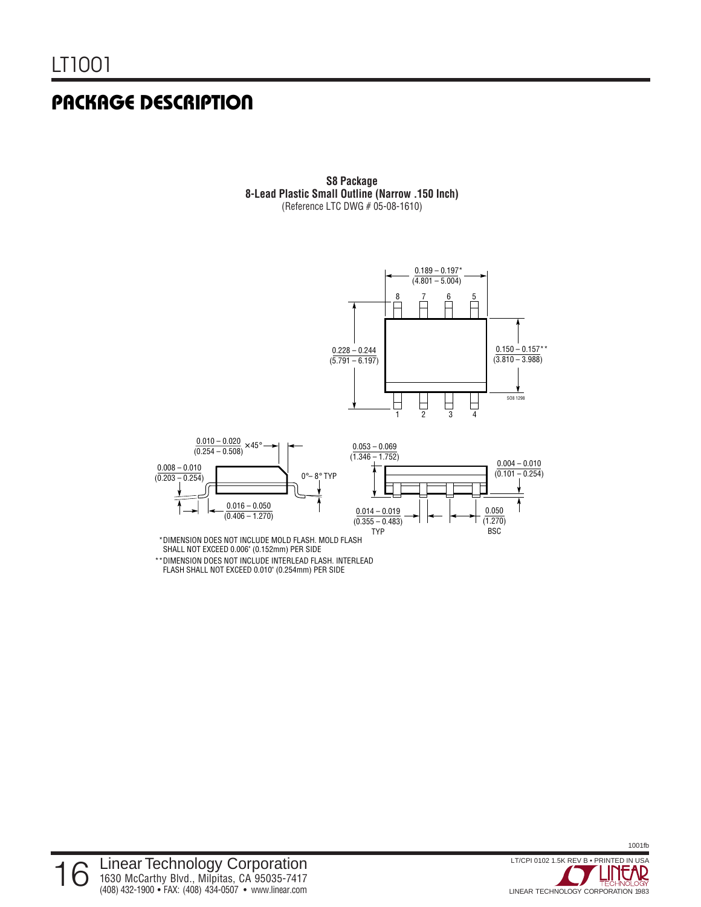## PACKAGE DESCRIPTION

**S8 Package**
**8-Lead Plastic Small Outline (Narrow .150 Inch)**
(Reference LTC DWG # 05-08-1610)

0.189 – 0.197*
(4.801 – 5.004)

8 7 6 5

0.228 – 0.244
(5.791 – 6.197)

0.150 – 0.157**
(3.810 – 3.988)

SO8 1298

1 2 3 4

0.010 – 0.020
(0.254 – 0.508)
× 45°

0.008 – 0.010
(0.203 – 0.254)

0°– 8° TYP

0.016 – 0.050
(0.406 – 1.270)

0.053 – 0.069
(1.346 – 1.752)

0.004 – 0.010
(0.101 – 0.254)

0.014 – 0.019
(0.355 – 0.483)
TYP

0.050
(1.270)
BSC

*DIMENSION DOES NOT INCLUDE MOLD FLASH. MOLD FLASH SHALL NOT EXCEED 0.006" (0.152mm) PER SIDE

**DIMENSION DOES NOT INCLUDE INTERLEAD FLASH. INTERLEAD FLASH SHALL NOT EXCEED 0.010" (0.254mm) PER SIDE

Linear Technology Corporation
1630 McCarthy Blvd., Milpitas, CA 95035-7417
(408) 432-1900 • FAX: (408) 434-0507 • www.linear.com

LT/CPI 0102 1.5K REV B • PRINTED IN USA

© LINEAR TECHNOLOGY CORPORATION 1983